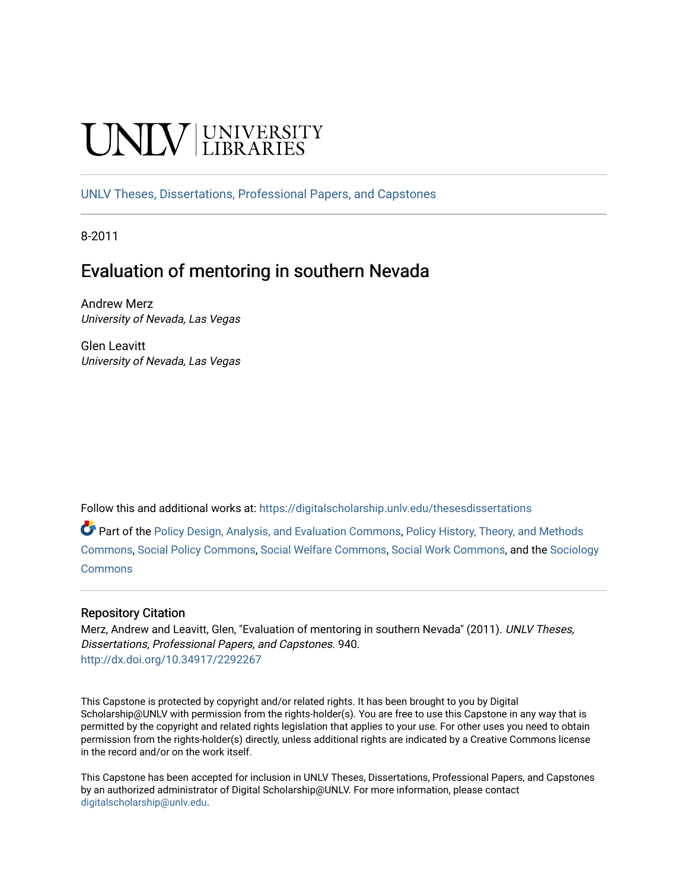UNLV | UNIVERSITY LIBRARIES

UNLV Theses, Dissertations, Professional Papers, and Capstones

8-2011

# Evaluation of mentoring in southern Nevada

Andrew Merz
*University of Nevada, Las Vegas*

Glen Leavitt
*University of Nevada, Las Vegas*

Follow this and additional works at: https://digitalscholarship.unlv.edu/thesesdissertations

Part of the Policy Design, Analysis, and Evaluation Commons, Policy History, Theory, and Methods Commons, Social Policy Commons, Social Welfare Commons, Social Work Commons, and the Sociology Commons

### Repository Citation

Merz, Andrew and Leavitt, Glen, "Evaluation of mentoring in southern Nevada" (2011). *UNLV Theses, Dissertations, Professional Papers, and Capstones*. 940.
http://dx.doi.org/10.34917/2292267

This Capstone is protected by copyright and/or related rights. It has been brought to you by Digital Scholarship@UNLV with permission from the rights-holder(s). You are free to use this Capstone in any way that is permitted by the copyright and related rights legislation that applies to your use. For other uses you need to obtain permission from the rights-holder(s) directly, unless additional rights are indicated by a Creative Commons license in the record and/or on the work itself.

This Capstone has been accepted for inclusion in UNLV Theses, Dissertations, Professional Papers, and Capstones by an authorized administrator of Digital Scholarship@UNLV. For more information, please contact digitalscholarship@unlv.edu.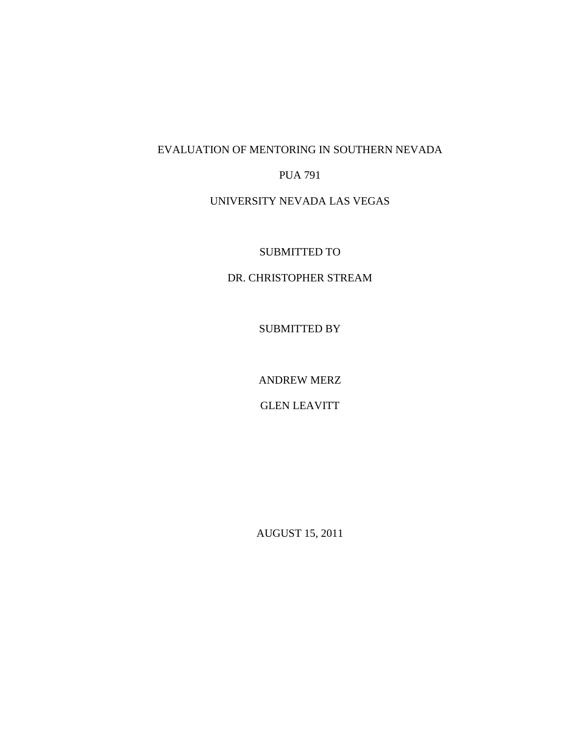# EVALUATION OF MENTORING IN SOUTHERN NEVADA

PUA 791

UNIVERSITY NEVADA LAS VEGAS

SUBMITTED TO

DR. CHRISTOPHER STREAM

SUBMITTED BY

ANDREW MERZ

GLEN LEAVITT

AUGUST 15, 2011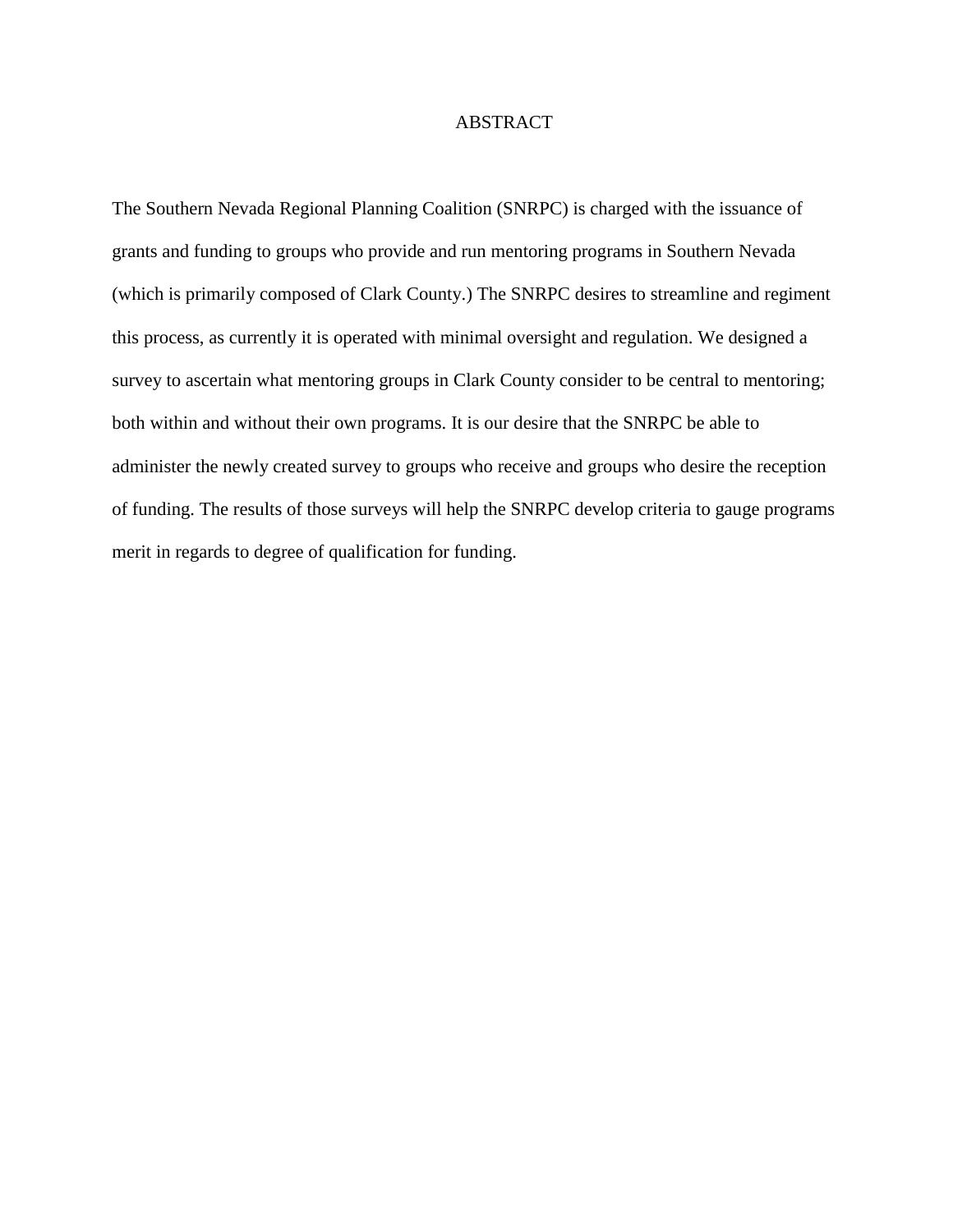# ABSTRACT

The Southern Nevada Regional Planning Coalition (SNRPC) is charged with the issuance of grants and funding to groups who provide and run mentoring programs in Southern Nevada (which is primarily composed of Clark County.) The SNRPC desires to streamline and regiment this process, as currently it is operated with minimal oversight and regulation. We designed a survey to ascertain what mentoring groups in Clark County consider to be central to mentoring; both within and without their own programs. It is our desire that the SNRPC be able to administer the newly created survey to groups who receive and groups who desire the reception of funding. The results of those surveys will help the SNRPC develop criteria to gauge programs merit in regards to degree of qualification for funding.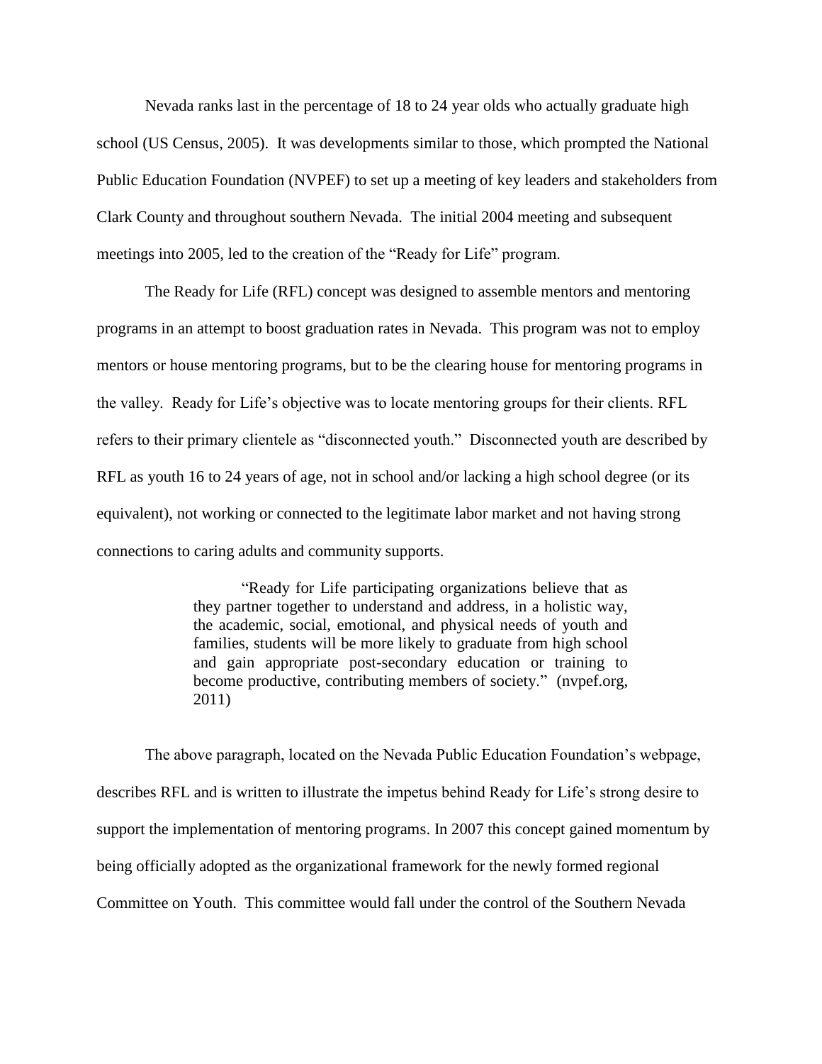Nevada ranks last in the percentage of 18 to 24 year olds who actually graduate high school (US Census, 2005). It was developments similar to those, which prompted the National Public Education Foundation (NVPEF) to set up a meeting of key leaders and stakeholders from Clark County and throughout southern Nevada. The initial 2004 meeting and subsequent meetings into 2005, led to the creation of the "Ready for Life" program.

The Ready for Life (RFL) concept was designed to assemble mentors and mentoring programs in an attempt to boost graduation rates in Nevada. This program was not to employ mentors or house mentoring programs, but to be the clearing house for mentoring programs in the valley. Ready for Life's objective was to locate mentoring groups for their clients. RFL refers to their primary clientele as "disconnected youth." Disconnected youth are described by RFL as youth 16 to 24 years of age, not in school and/or lacking a high school degree (or its equivalent), not working or connected to the legitimate labor market and not having strong connections to caring adults and community supports.

> "Ready for Life participating organizations believe that as they partner together to understand and address, in a holistic way, the academic, social, emotional, and physical needs of youth and families, students will be more likely to graduate from high school and gain appropriate post-secondary education or training to become productive, contributing members of society." (nvpef.org, 2011)

The above paragraph, located on the Nevada Public Education Foundation's webpage, describes RFL and is written to illustrate the impetus behind Ready for Life's strong desire to support the implementation of mentoring programs. In 2007 this concept gained momentum by being officially adopted as the organizational framework for the newly formed regional Committee on Youth. This committee would fall under the control of the Southern Nevada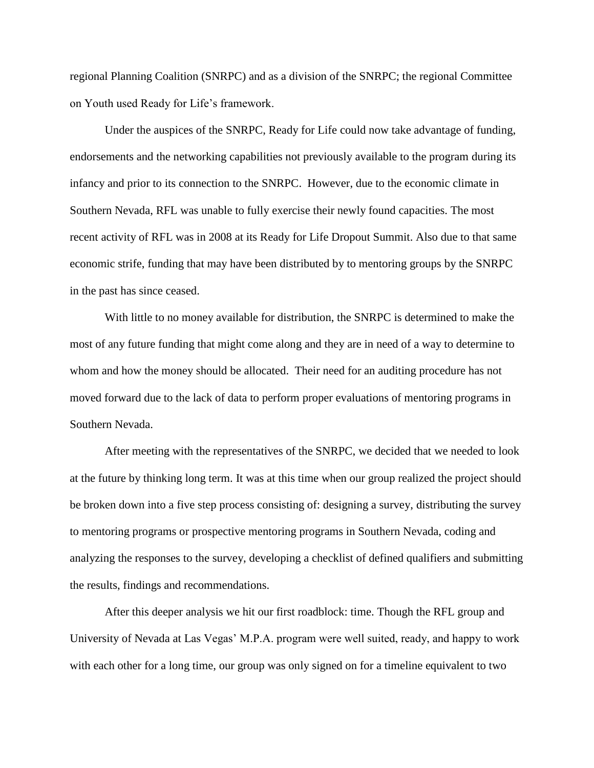regional Planning Coalition (SNRPC) and as a division of the SNRPC; the regional Committee on Youth used Ready for Life's framework.

Under the auspices of the SNRPC, Ready for Life could now take advantage of funding, endorsements and the networking capabilities not previously available to the program during its infancy and prior to its connection to the SNRPC. However, due to the economic climate in Southern Nevada, RFL was unable to fully exercise their newly found capacities. The most recent activity of RFL was in 2008 at its Ready for Life Dropout Summit. Also due to that same economic strife, funding that may have been distributed by to mentoring groups by the SNRPC in the past has since ceased.

With little to no money available for distribution, the SNRPC is determined to make the most of any future funding that might come along and they are in need of a way to determine to whom and how the money should be allocated. Their need for an auditing procedure has not moved forward due to the lack of data to perform proper evaluations of mentoring programs in Southern Nevada.

After meeting with the representatives of the SNRPC, we decided that we needed to look at the future by thinking long term. It was at this time when our group realized the project should be broken down into a five step process consisting of: designing a survey, distributing the survey to mentoring programs or prospective mentoring programs in Southern Nevada, coding and analyzing the responses to the survey, developing a checklist of defined qualifiers and submitting the results, findings and recommendations.

After this deeper analysis we hit our first roadblock: time. Though the RFL group and University of Nevada at Las Vegas' M.P.A. program were well suited, ready, and happy to work with each other for a long time, our group was only signed on for a timeline equivalent to two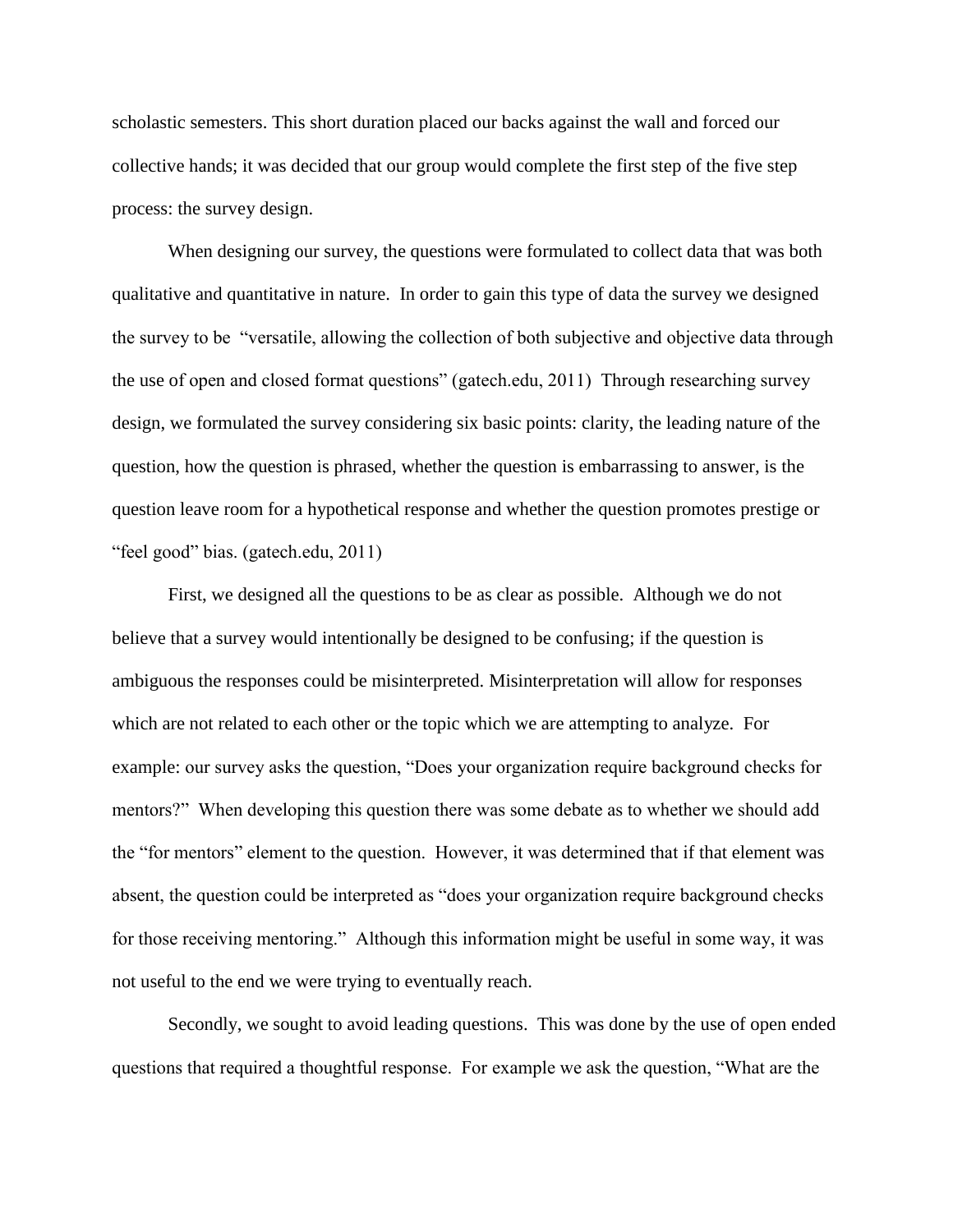scholastic semesters. This short duration placed our backs against the wall and forced our collective hands; it was decided that our group would complete the first step of the five step process: the survey design.

When designing our survey, the questions were formulated to collect data that was both qualitative and quantitative in nature. In order to gain this type of data the survey we designed the survey to be "versatile, allowing the collection of both subjective and objective data through the use of open and closed format questions" (gatech.edu, 2011) Through researching survey design, we formulated the survey considering six basic points: clarity, the leading nature of the question, how the question is phrased, whether the question is embarrassing to answer, is the question leave room for a hypothetical response and whether the question promotes prestige or "feel good" bias. (gatech.edu, 2011)

First, we designed all the questions to be as clear as possible. Although we do not believe that a survey would intentionally be designed to be confusing; if the question is ambiguous the responses could be misinterpreted. Misinterpretation will allow for responses which are not related to each other or the topic which we are attempting to analyze. For example: our survey asks the question, "Does your organization require background checks for mentors?" When developing this question there was some debate as to whether we should add the "for mentors" element to the question. However, it was determined that if that element was absent, the question could be interpreted as "does your organization require background checks for those receiving mentoring." Although this information might be useful in some way, it was not useful to the end we were trying to eventually reach.

Secondly, we sought to avoid leading questions. This was done by the use of open ended questions that required a thoughtful response. For example we ask the question, "What are the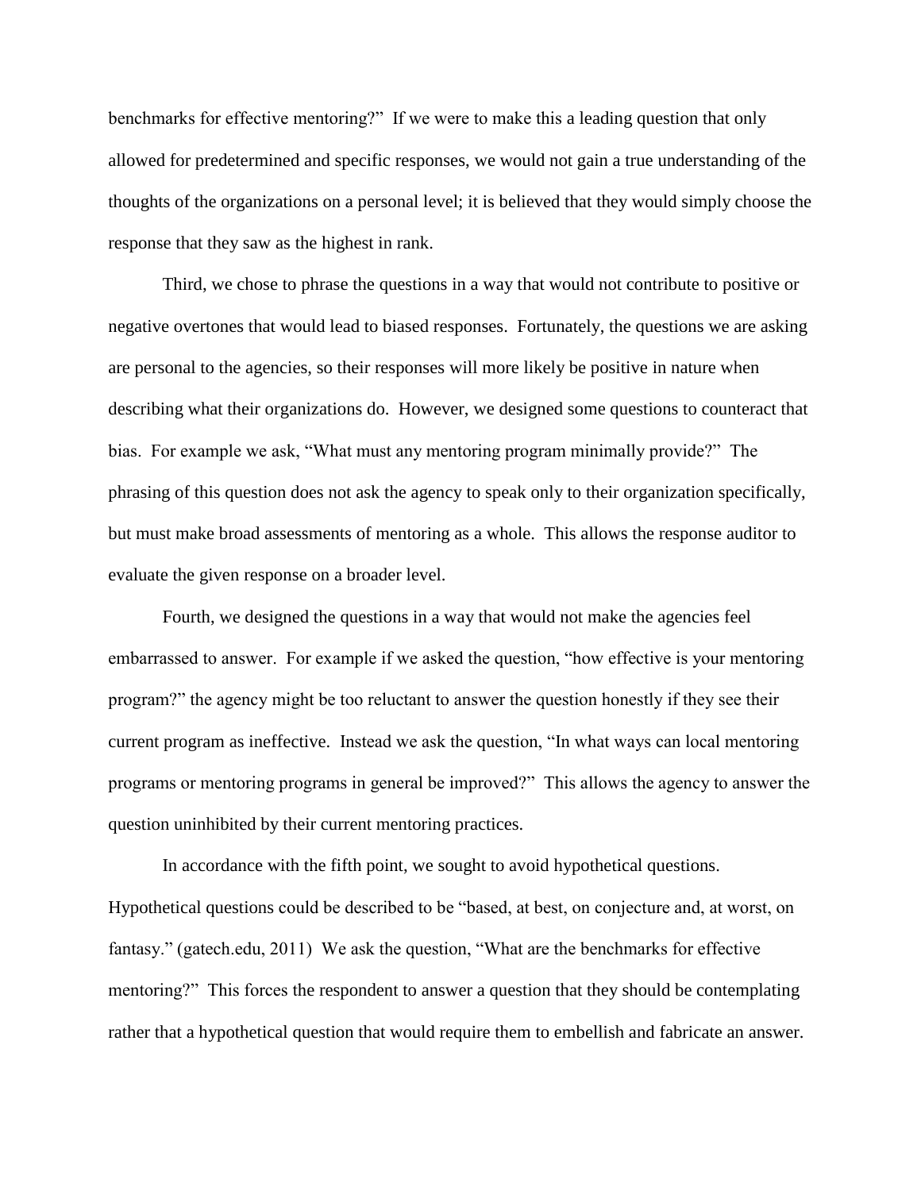benchmarks for effective mentoring?" If we were to make this a leading question that only allowed for predetermined and specific responses, we would not gain a true understanding of the thoughts of the organizations on a personal level; it is believed that they would simply choose the response that they saw as the highest in rank.

Third, we chose to phrase the questions in a way that would not contribute to positive or negative overtones that would lead to biased responses. Fortunately, the questions we are asking are personal to the agencies, so their responses will more likely be positive in nature when describing what their organizations do. However, we designed some questions to counteract that bias. For example we ask, "What must any mentoring program minimally provide?" The phrasing of this question does not ask the agency to speak only to their organization specifically, but must make broad assessments of mentoring as a whole. This allows the response auditor to evaluate the given response on a broader level.

Fourth, we designed the questions in a way that would not make the agencies feel embarrassed to answer. For example if we asked the question, "how effective is your mentoring program?" the agency might be too reluctant to answer the question honestly if they see their current program as ineffective. Instead we ask the question, "In what ways can local mentoring programs or mentoring programs in general be improved?" This allows the agency to answer the question uninhibited by their current mentoring practices.

In accordance with the fifth point, we sought to avoid hypothetical questions. Hypothetical questions could be described to be "based, at best, on conjecture and, at worst, on fantasy." (gatech.edu, 2011) We ask the question, "What are the benchmarks for effective mentoring?" This forces the respondent to answer a question that they should be contemplating rather that a hypothetical question that would require them to embellish and fabricate an answer.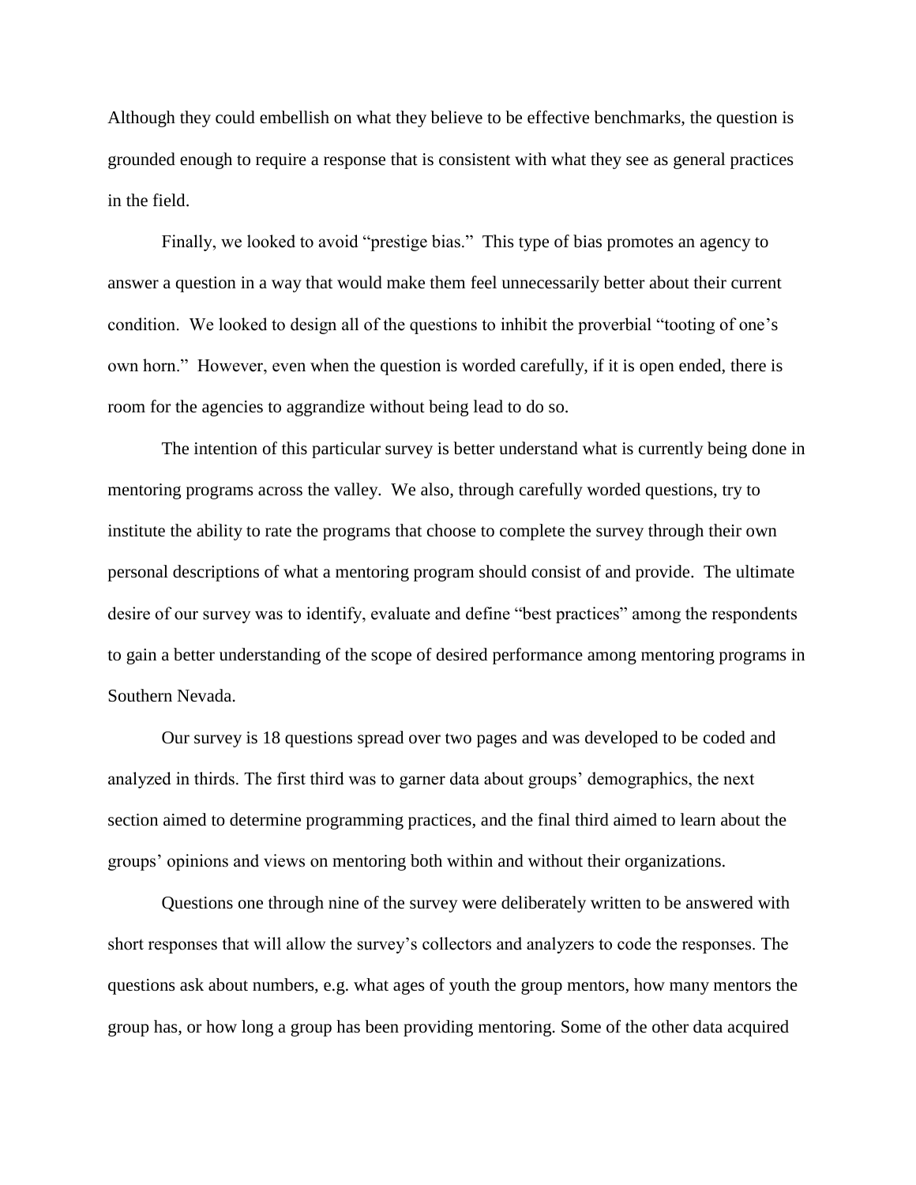Although they could embellish on what they believe to be effective benchmarks, the question is grounded enough to require a response that is consistent with what they see as general practices in the field.

Finally, we looked to avoid "prestige bias." This type of bias promotes an agency to answer a question in a way that would make them feel unnecessarily better about their current condition. We looked to design all of the questions to inhibit the proverbial "tooting of one's own horn." However, even when the question is worded carefully, if it is open ended, there is room for the agencies to aggrandize without being lead to do so.

The intention of this particular survey is better understand what is currently being done in mentoring programs across the valley. We also, through carefully worded questions, try to institute the ability to rate the programs that choose to complete the survey through their own personal descriptions of what a mentoring program should consist of and provide. The ultimate desire of our survey was to identify, evaluate and define "best practices" among the respondents to gain a better understanding of the scope of desired performance among mentoring programs in Southern Nevada.

Our survey is 18 questions spread over two pages and was developed to be coded and analyzed in thirds. The first third was to garner data about groups' demographics, the next section aimed to determine programming practices, and the final third aimed to learn about the groups' opinions and views on mentoring both within and without their organizations.

Questions one through nine of the survey were deliberately written to be answered with short responses that will allow the survey's collectors and analyzers to code the responses. The questions ask about numbers, e.g. what ages of youth the group mentors, how many mentors the group has, or how long a group has been providing mentoring. Some of the other data acquired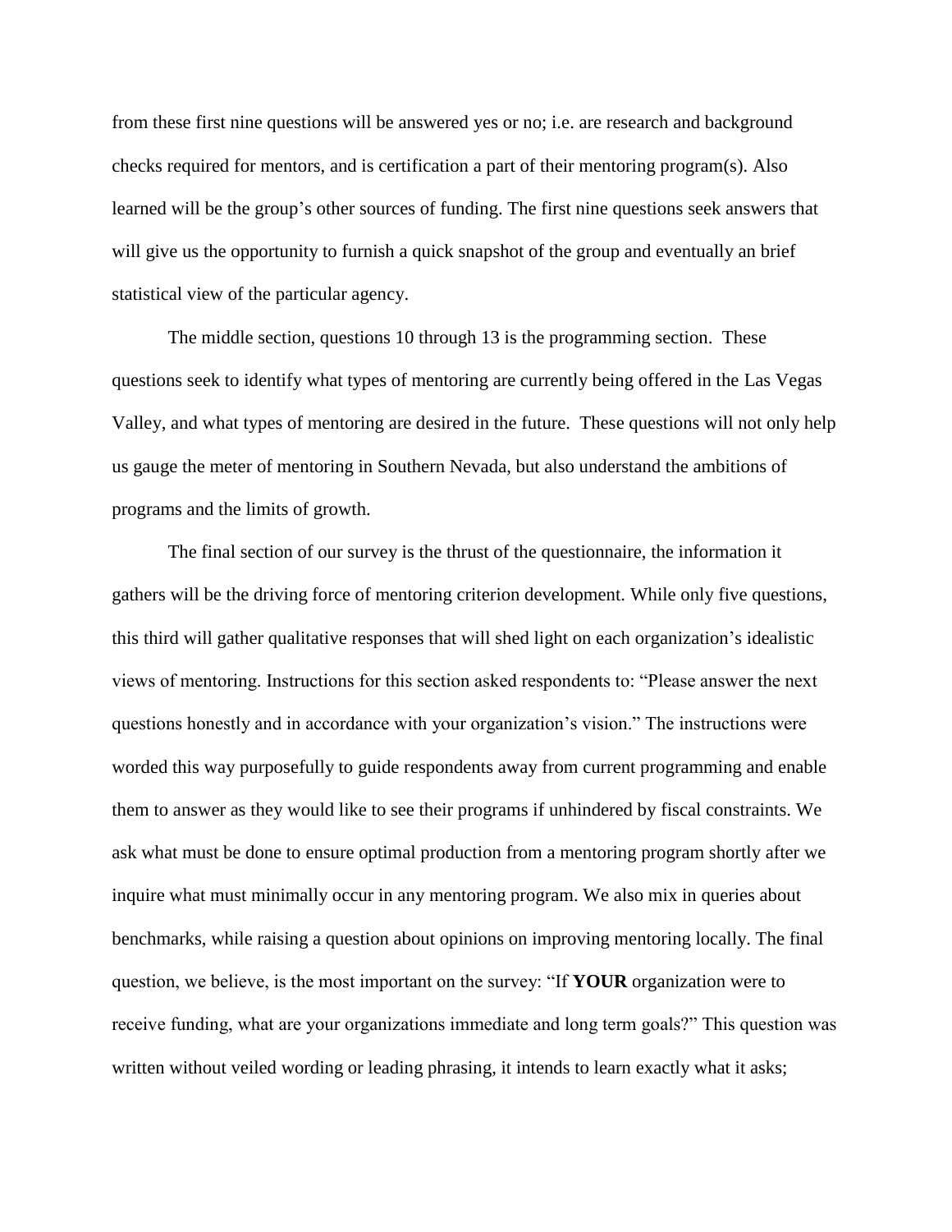from these first nine questions will be answered yes or no; i.e. are research and background checks required for mentors, and is certification a part of their mentoring program(s). Also learned will be the group's other sources of funding. The first nine questions seek answers that will give us the opportunity to furnish a quick snapshot of the group and eventually an brief statistical view of the particular agency.

The middle section, questions 10 through 13 is the programming section. These questions seek to identify what types of mentoring are currently being offered in the Las Vegas Valley, and what types of mentoring are desired in the future. These questions will not only help us gauge the meter of mentoring in Southern Nevada, but also understand the ambitions of programs and the limits of growth.

The final section of our survey is the thrust of the questionnaire, the information it gathers will be the driving force of mentoring criterion development. While only five questions, this third will gather qualitative responses that will shed light on each organization's idealistic views of mentoring. Instructions for this section asked respondents to: "Please answer the next questions honestly and in accordance with your organization's vision." The instructions were worded this way purposefully to guide respondents away from current programming and enable them to answer as they would like to see their programs if unhindered by fiscal constraints. We ask what must be done to ensure optimal production from a mentoring program shortly after we inquire what must minimally occur in any mentoring program. We also mix in queries about benchmarks, while raising a question about opinions on improving mentoring locally. The final question, we believe, is the most important on the survey: "If **YOUR** organization were to receive funding, what are your organizations immediate and long term goals?" This question was written without veiled wording or leading phrasing, it intends to learn exactly what it asks;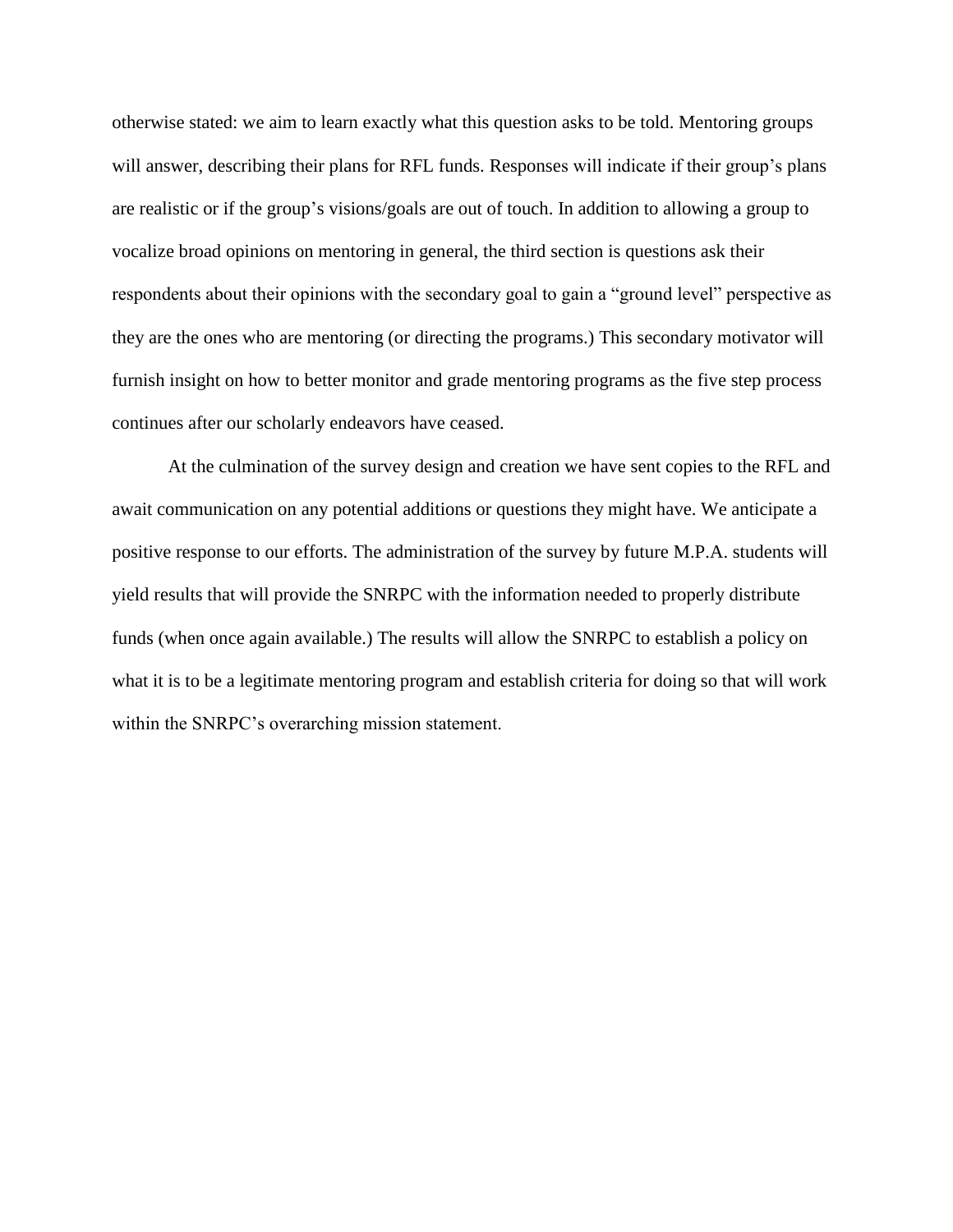otherwise stated: we aim to learn exactly what this question asks to be told. Mentoring groups will answer, describing their plans for RFL funds. Responses will indicate if their group's plans are realistic or if the group's visions/goals are out of touch. In addition to allowing a group to vocalize broad opinions on mentoring in general, the third section is questions ask their respondents about their opinions with the secondary goal to gain a "ground level" perspective as they are the ones who are mentoring (or directing the programs.) This secondary motivator will furnish insight on how to better monitor and grade mentoring programs as the five step process continues after our scholarly endeavors have ceased.

At the culmination of the survey design and creation we have sent copies to the RFL and await communication on any potential additions or questions they might have. We anticipate a positive response to our efforts. The administration of the survey by future M.P.A. students will yield results that will provide the SNRPC with the information needed to properly distribute funds (when once again available.) The results will allow the SNRPC to establish a policy on what it is to be a legitimate mentoring program and establish criteria for doing so that will work within the SNRPC's overarching mission statement.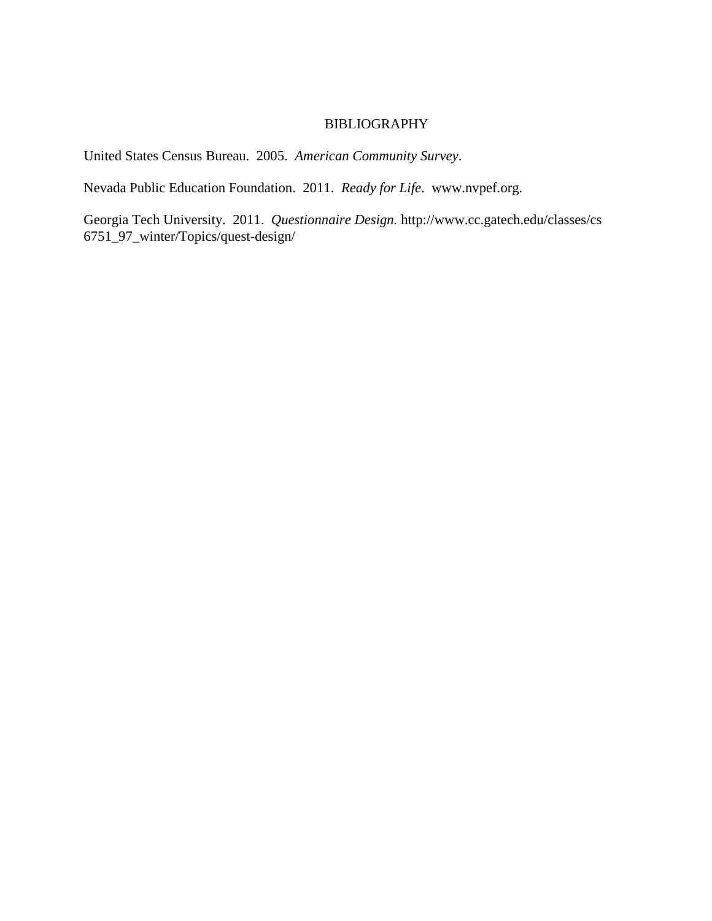# BIBLIOGRAPHY

United States Census Bureau. 2005. *American Community Survey*.

Nevada Public Education Foundation. 2011. *Ready for Life*. www.nvpef.org.

Georgia Tech University. 2011. *Questionnaire Design.* http://www.cc.gatech.edu/classes/cs 6751_97_winter/Topics/quest-design/